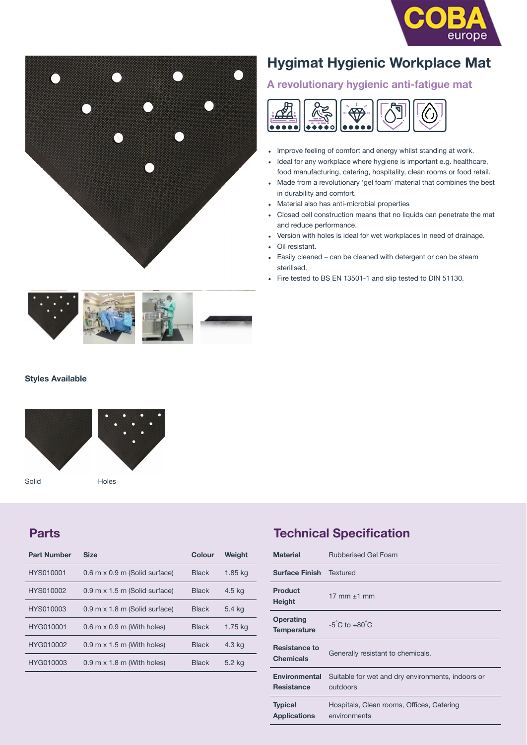# Hygimat Hygienic Workplace Mat

## A revolutionary hygienic anti-fatigue mat

- Improve feeling of comfort and energy whilst standing at work.
- Ideal for any workplace where hygiene is important e.g. healthcare, food manufacturing, catering, hospitality, clean rooms or food retail.
- Made from a revolutionary 'gel foam' material that combines the best in durability and comfort.
- Material also has anti-microbial properties
- Closed cell construction means that no liquids can penetrate the mat and reduce performance.
- Version with holes is ideal for wet workplaces in need of drainage.
- Oil resistant.
- Easily cleaned – can be cleaned with detergent or can be steam sterilised.
- Fire tested to BS EN 13501-1 and slip tested to DIN 51130.

### Styles Available

Solid

Holes

## Parts

| Part Number | Size | Colour | Weight |
|---|---|---|---|
| HYS010001 | 0.6 m x 0.9 m (Solid surface) | Black | 1.85 kg |
| HYS010002 | 0.9 m x 1.5 m (Solid surface) | Black | 4.5 kg |
| HYS010003 | 0.9 m x 1.8 m (Solid surface) | Black | 5.4 kg |
| HYG010001 | 0.6 m x 0.9 m (With holes) | Black | 1.75 kg |
| HYG010002 | 0.9 m x 1.5 m (With holes) | Black | 4.3 kg |
| HYG010003 | 0.9 m x 1.8 m (With holes) | Black | 5.2 kg |

## Technical Specification

| | |
|---|---|
| **Material** | Rubberised Gel Foam |
| **Surface Finish** | Textured |
| **Product Height** | 17 mm ±1 mm |
| **Operating Temperature** | -5˚C to +80˚C |
| **Resistance to Chemicals** | Generally resistant to chemicals. |
| **Environmental Resistance** | Suitable for wet and dry environments, indoors or outdoors |
| **Typical Applications** | Hospitals, Clean rooms, Offices, Catering environments |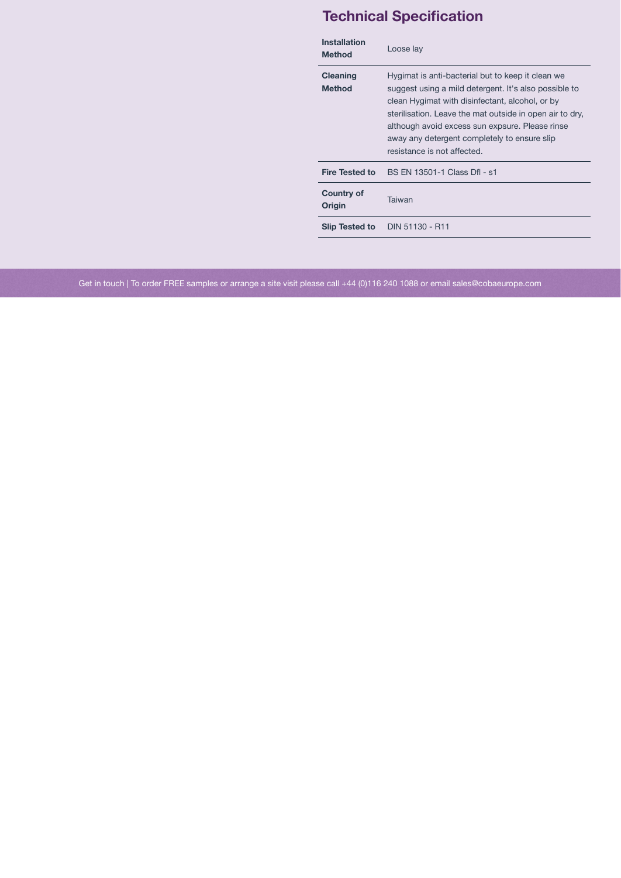## Technical Specification

| | |
|---|---|
| **Installation Method** | Loose lay |
| **Cleaning Method** | Hygimat is anti-bacterial but to keep it clean we suggest using a mild detergent. It's also possible to clean Hygimat with disinfectant, alcohol, or by sterilisation. Leave the mat outside in open air to dry, although avoid excess sun expsure. Please rinse away any detergent completely to ensure slip resistance is not affected. |
| **Fire Tested to** | BS EN 13501-1 Class Dfl - s1 |
| **Country of Origin** | Taiwan |
| **Slip Tested to** | DIN 51130 - R11 |

Get in touch | To order FREE samples or arrange a site visit please call +44 (0)116 240 1088 or email sales@cobaeurope.com